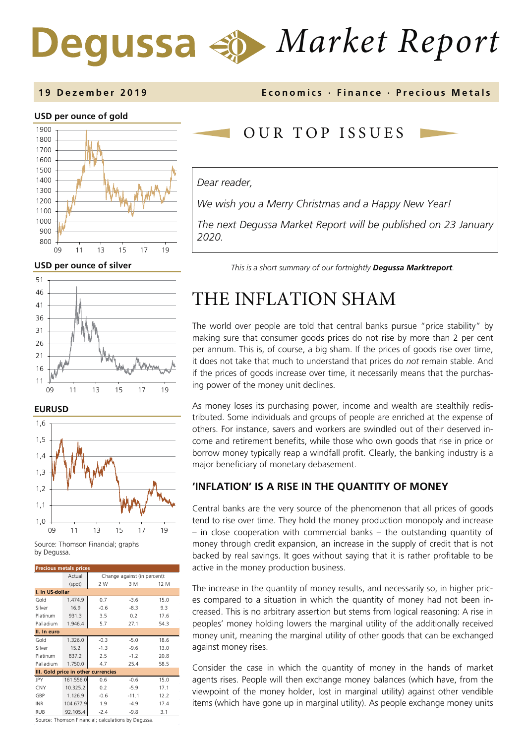# Degussa Market Report

**19 Dezember 2019** **Economics · Finance · Precious Metals**

**USD per ounce of gold**

**USD per ounce of silver**

**EURUSD**

Source: Thomson Financial; graphs by Degussa.

| Precious metals prices | Actual (spot) | Change against (in percent): 2 W | 3 M | 12 M |
|---|---|---|---|---|
| **I. In US-dollar** | | | | |
| Gold | 1.474.9 | 0.7 | -3.6 | 15.0 |
| Silver | 16.9 | -0.6 | -8.3 | 9.3 |
| Platinum | 931.3 | 3.5 | 0.2 | 17.6 |
| Palladium | 1.946.4 | 5.7 | 27.1 | 54.3 |
| **II. In euro** | | | | |
| Gold | 1.326.0 | -0.3 | -5.0 | 18.6 |
| Silver | 15.2 | -1.3 | -9.6 | 13.0 |
| Platinum | 837.2 | 2.5 | -1.2 | 20.8 |
| Palladium | 1.750.0 | 4.7 | 25.4 | 58.5 |
| **III. Gold price in other currencies** | | | | |
| JPY | 161.556.0 | 0.6 | -0.6 | 15.0 |
| CNY | 10.325.2 | 0.2 | -5.9 | 17.1 |
| GBP | 1.126.9 | -0.6 | -11.1 | 12.2 |
| INR | 104.677.9 | 1.9 | -4.9 | 17.4 |
| RUB | 92.105.4 | -2.4 | -9.8 | 3.1 |

Source: Thomson Financial; calculations by Degussa.

## OUR TOP ISSUES

*Dear reader,*

*We wish you a Merry Christmas and a Happy New Year!*

*The next Degussa Market Report will be published on 23 January 2020.*

*This is a short summary of our fortnightly **Degussa Marktreport**.*

# THE INFLATION SHAM

The world over people are told that central banks pursue "price stability" by making sure that consumer goods prices do not rise by more than 2 per cent per annum. This is, of course, a big sham. If the prices of goods rise over time, it does not take that much to understand that prices do *not* remain stable. And if the prices of goods increase over time, it necessarily means that the purchasing power of the money unit declines.

As money loses its purchasing power, income and wealth are stealthily redistributed. Some individuals and groups of people are enriched at the expense of others. For instance, savers and workers are swindled out of their deserved income and retirement benefits, while those who own goods that rise in price or borrow money typically reap a windfall profit. Clearly, the banking industry is a major beneficiary of monetary debasement.

### 'INFLATION' IS A RISE IN THE QUANTITY OF MONEY

Central banks are the very source of the phenomenon that all prices of goods tend to rise over time. They hold the money production monopoly and increase – in close cooperation with commercial banks – the outstanding quantity of money through credit expansion, an increase in the supply of credit that is not backed by real savings. It goes without saying that it is rather profitable to be active in the money production business.

The increase in the quantity of money results, and necessarily so, in higher prices compared to a situation in which the quantity of money had not been increased. This is no arbitrary assertion but stems from logical reasoning: A rise in peoples' money holding lowers the marginal utility of the additionally received money unit, meaning the marginal utility of other goods that can be exchanged against money rises.

Consider the case in which the quantity of money in the hands of market agents rises. People will then exchange money balances (which have, from the viewpoint of the money holder, lost in marginal utility) against other vendible items (which have gone up in marginal utility). As people exchange money units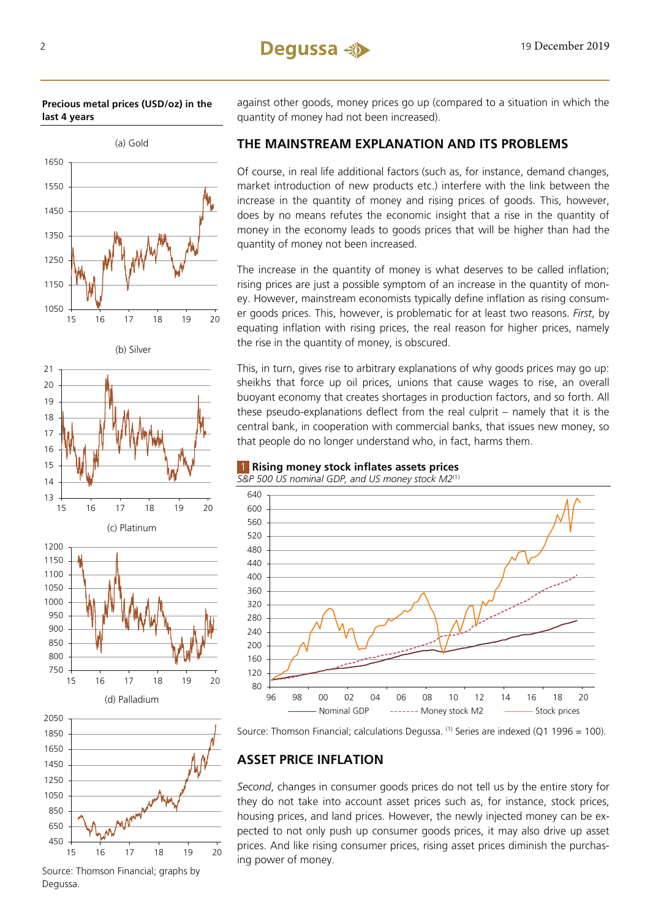**Precious metal prices (USD/oz) in the last 4 years**

(a) Gold

(b) Silver

(c) Platinum

(d) Palladium

Source: Thomson Financial; graphs by Degussa.

against other goods, money prices go up (compared to a situation in which the quantity of money had not been increased).

## THE MAINSTREAM EXPLANATION AND ITS PROBLEMS

Of course, in real life additional factors (such as, for instance, demand changes, market introduction of new products etc.) interfere with the link between the increase in the quantity of money and rising prices of goods. This, however, does by no means refutes the economic insight that a rise in the quantity of money in the economy leads to goods prices that will be higher than had the quantity of money not been increased.

The increase in the quantity of money is what deserves to be called inflation; rising prices are just a possible symptom of an increase in the quantity of money. However, mainstream economists typically define inflation as rising consumer goods prices. This, however, is problematic for at least two reasons. *First*, by equating inflation with rising prices, the real reason for higher prices, namely the rise in the quantity of money, is obscured.

This, in turn, gives rise to arbitrary explanations of why goods prices may go up: sheikhs that force up oil prices, unions that cause wages to rise, an overall buoyant economy that creates shortages in production factors, and so forth. All these pseudo-explanations deflect from the real culprit – namely that it is the central bank, in cooperation with commercial banks, that issues new money, so that people do no longer understand who, in fact, harms them.

**1 Rising money stock inflates assets prices**

*S&P 500 US nominal GDP, and US money stock M2*[1]

Nominal GDP — Money stock M2 — Stock prices

Source: Thomson Financial; calculations Degussa. [1] Series are indexed (Q1 1996 = 100).

## ASSET PRICE INFLATION

*Second*, changes in consumer goods prices do not tell us by the entire story for they do not take into account asset prices such as, for instance, stock prices, housing prices, and land prices. However, the newly injected money can be expected to not only push up consumer goods prices, it may also drive up asset prices. And like rising consumer prices, rising asset prices diminish the purchasing power of money.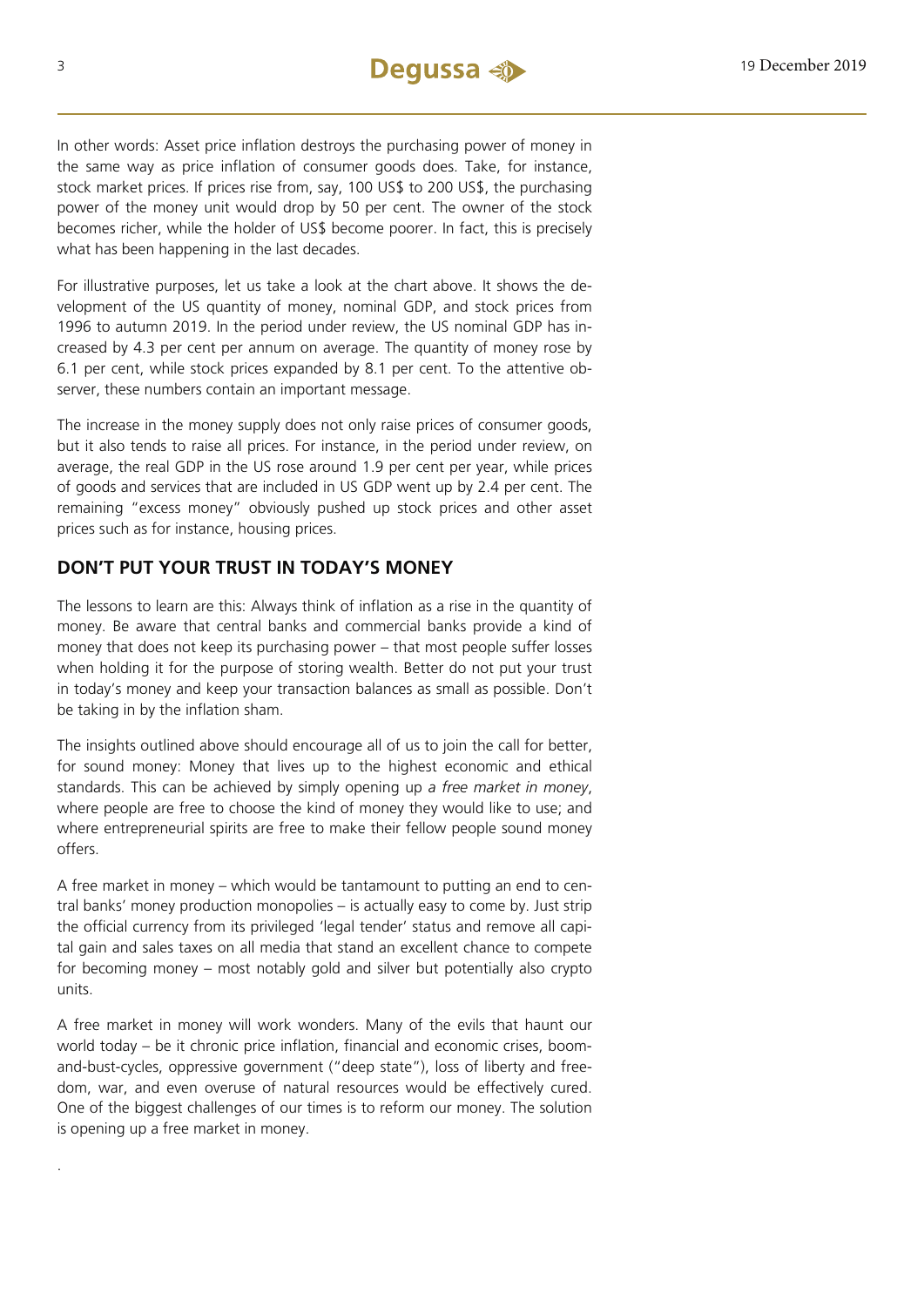In other words: Asset price inflation destroys the purchasing power of money in the same way as price inflation of consumer goods does. Take, for instance, stock market prices. If prices rise from, say, 100 US$ to 200 US$, the purchasing power of the money unit would drop by 50 per cent. The owner of the stock becomes richer, while the holder of US$ become poorer. In fact, this is precisely what has been happening in the last decades.

For illustrative purposes, let us take a look at the chart above. It shows the development of the US quantity of money, nominal GDP, and stock prices from 1996 to autumn 2019. In the period under review, the US nominal GDP has increased by 4.3 per cent per annum on average. The quantity of money rose by 6.1 per cent, while stock prices expanded by 8.1 per cent. To the attentive observer, these numbers contain an important message.

The increase in the money supply does not only raise prices of consumer goods, but it also tends to raise all prices. For instance, in the period under review, on average, the real GDP in the US rose around 1.9 per cent per year, while prices of goods and services that are included in US GDP went up by 2.4 per cent. The remaining "excess money" obviously pushed up stock prices and other asset prices such as for instance, housing prices.

## DON'T PUT YOUR TRUST IN TODAY'S MONEY

The lessons to learn are this: Always think of inflation as a rise in the quantity of money. Be aware that central banks and commercial banks provide a kind of money that does not keep its purchasing power – that most people suffer losses when holding it for the purpose of storing wealth. Better do not put your trust in today's money and keep your transaction balances as small as possible. Don't be taking in by the inflation sham.

The insights outlined above should encourage all of us to join the call for better, for sound money: Money that lives up to the highest economic and ethical standards. This can be achieved by simply opening up *a free market in money*, where people are free to choose the kind of money they would like to use; and where entrepreneurial spirits are free to make their fellow people sound money offers.

A free market in money – which would be tantamount to putting an end to central banks' money production monopolies – is actually easy to come by. Just strip the official currency from its privileged 'legal tender' status and remove all capital gain and sales taxes on all media that stand an excellent chance to compete for becoming money – most notably gold and silver but potentially also crypto units.

A free market in money will work wonders. Many of the evils that haunt our world today – be it chronic price inflation, financial and economic crises, boom-and-bust-cycles, oppressive government ("deep state"), loss of liberty and freedom, war, and even overuse of natural resources would be effectively cured. One of the biggest challenges of our times is to reform our money. The solution is opening up a free market in money.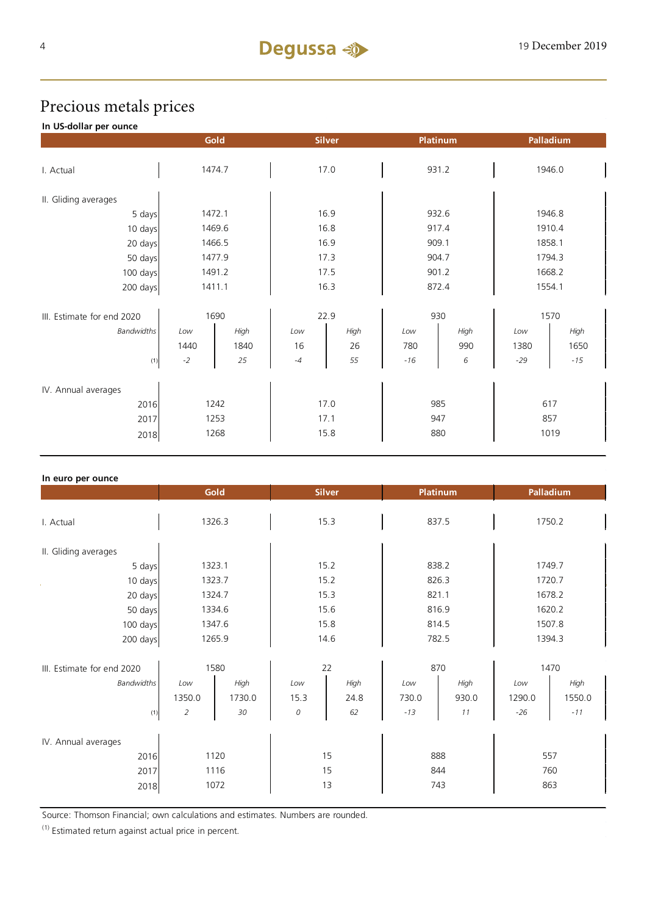# Precious metals prices

**In US-dollar per ounce**

| | Gold | | Silver | | Platinum | | Palladium | |
|---|---|---|---|---|---|---|---|---|
| I. Actual | 1474.7 | | 17.0 | | 931.2 | | 1946.0 | |
| II. Gliding averages | | | | | | | | |
| 5 days | 1472.1 | | 16.9 | | 932.6 | | 1946.8 | |
| 10 days | 1469.6 | | 16.8 | | 917.4 | | 1910.4 | |
| 20 days | 1466.5 | | 16.9 | | 909.1 | | 1858.1 | |
| 50 days | 1477.9 | | 17.3 | | 904.7 | | 1794.3 | |
| 100 days | 1491.2 | | 17.5 | | 901.2 | | 1668.2 | |
| 200 days | 1411.1 | | 16.3 | | 872.4 | | 1554.1 | |
| III. Estimate for end 2020 | 1690 | | 22.9 | | 930 | | 1570 | |
| *Bandwidths* | *Low* | *High* | *Low* | *High* | *Low* | *High* | *Low* | *High* |
| | 1440 | 1840 | 16 | 26 | 780 | 990 | 1380 | 1650 |
| (1) | *-2* | *25* | *-4* | *55* | *-16* | *6* | *-29* | *-15* |
| IV. Annual averages | | | | | | | | |
| 2016 | 1242 | | 17.0 | | 985 | | 617 | |
| 2017 | 1253 | | 17.1 | | 947 | | 857 | |
| 2018 | 1268 | | 15.8 | | 880 | | 1019 | |

**In euro per ounce**

| | Gold | | Silver | | Platinum | | Palladium | |
|---|---|---|---|---|---|---|---|---|
| I. Actual | 1326.3 | | 15.3 | | 837.5 | | 1750.2 | |
| II. Gliding averages | | | | | | | | |
| 5 days | 1323.1 | | 15.2 | | 838.2 | | 1749.7 | |
| 10 days | 1323.7 | | 15.2 | | 826.3 | | 1720.7 | |
| 20 days | 1324.7 | | 15.3 | | 821.1 | | 1678.2 | |
| 50 days | 1334.6 | | 15.6 | | 816.9 | | 1620.2 | |
| 100 days | 1347.6 | | 15.8 | | 814.5 | | 1507.8 | |
| 200 days | 1265.9 | | 14.6 | | 782.5 | | 1394.3 | |
| III. Estimate for end 2020 | 1580 | | 22 | | 870 | | 1470 | |
| *Bandwidths* | *Low* | *High* | *Low* | *High* | *Low* | *High* | *Low* | *High* |
| | 1350.0 | 1730.0 | 15.3 | 24.8 | 730.0 | 930.0 | 1290.0 | 1550.0 |
| (1) | *2* | *30* | *0* | *62* | *-13* | *11* | *-26* | *-11* |
| IV. Annual averages | | | | | | | | |
| 2016 | 1120 | | 15 | | 888 | | 557 | |
| 2017 | 1116 | | 15 | | 844 | | 760 | |
| 2018 | 1072 | | 13 | | 743 | | 863 | |

Source: Thomson Financial; own calculations and estimates. Numbers are rounded.

(1) Estimated return against actual price in percent.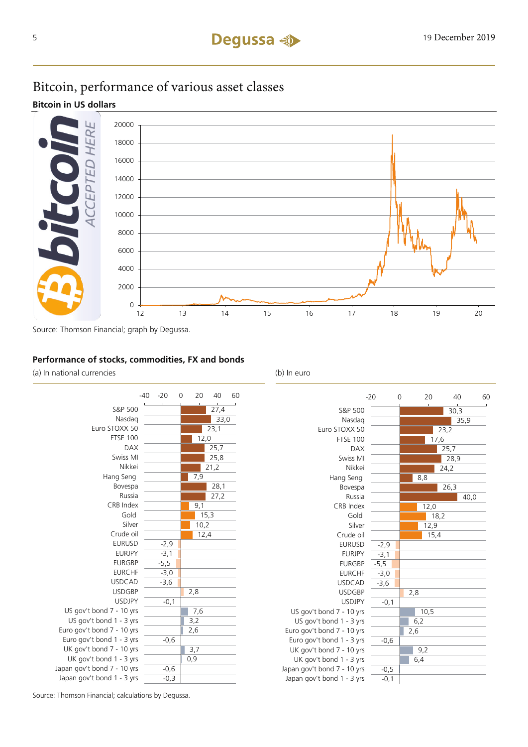# Bitcoin, performance of various asset classes

**Bitcoin in US dollars**

Source: Thomson Financial; graph by Degussa.

**Performance of stocks, commodities, FX and bonds**

| | (a) In national currencies | (b) In euro |
|---|---|---|
| S&P 500 | 27,4 | 30,3 |
| Nasdaq | 33,0 | 35,9 |
| Euro STOXX 50 | 23,1 | 23,2 |
| FTSE 100 | 12,0 | 17,6 |
| DAX | 25,7 | 25,7 |
| Swiss MI | 25,8 | 28,9 |
| Nikkei | 21,2 | 24,2 |
| Hang Seng | 7,9 | 8,8 |
| Bovespa | 28,1 | 26,3 |
| Russia | 27,2 | 40,0 |
| CRB Index | 9,1 | 12,0 |
| Gold | 15,3 | 18,2 |
| Silver | 10,2 | 12,9 |
| Crude oil | 12,4 | 15,4 |
| EURUSD | -2,9 | -2,9 |
| EURJPY | -3,1 | -3,1 |
| EURGBP | -5,5 | -5,5 |
| EURCHF | -3,0 | -3,0 |
| USDCAD | -3,6 | -3,6 |
| USDGBP | 2,8 | 2,8 |
| USDJPY | -0,1 | -0,1 |
| US gov't bond 7 - 10 yrs | 7,6 | 10,5 |
| US gov't bond 1 - 3 yrs | 3,2 | 6,2 |
| Euro gov't bond 7 - 10 yrs | 2,6 | 2,6 |
| Euro gov't bond 1 - 3 yrs | -0,6 | -0,6 |
| UK gov't bond 7 - 10 yrs | 3,7 | 9,2 |
| UK gov't bond 1 - 3 yrs | 0,9 | 6,4 |
| Japan gov't bond 7 - 10 yrs | -0,6 | -0,5 |
| Japan gov't bond 1 - 3 yrs | -0,3 | -0,1 |

Source: Thomson Financial; calculations by Degussa.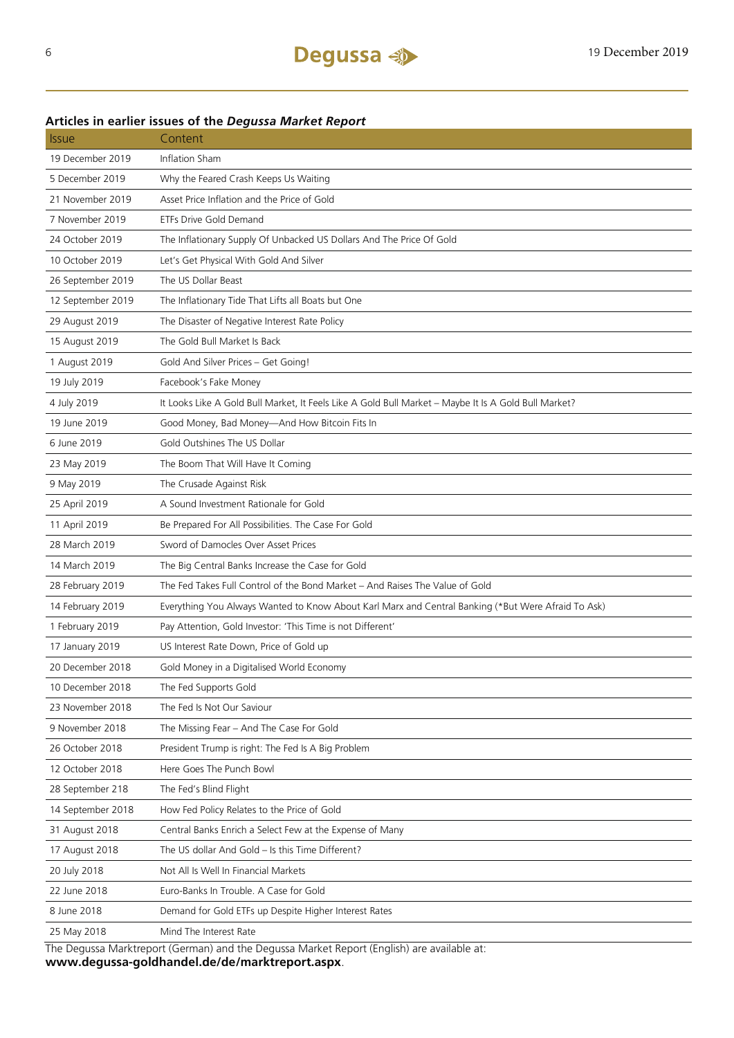**Articles in earlier issues of the *Degussa Market Report***

| Issue | Content |
|---|---|
| 19 December 2019 | Inflation Sham |
| 5 December 2019 | Why the Feared Crash Keeps Us Waiting |
| 21 November 2019 | Asset Price Inflation and the Price of Gold |
| 7 November 2019 | ETFs Drive Gold Demand |
| 24 October 2019 | The Inflationary Supply Of Unbacked US Dollars And The Price Of Gold |
| 10 October 2019 | Let's Get Physical With Gold And Silver |
| 26 September 2019 | The US Dollar Beast |
| 12 September 2019 | The Inflationary Tide That Lifts all Boats but One |
| 29 August 2019 | The Disaster of Negative Interest Rate Policy |
| 15 August 2019 | The Gold Bull Market Is Back |
| 1 August 2019 | Gold And Silver Prices – Get Going! |
| 19 July 2019 | Facebook's Fake Money |
| 4 July 2019 | It Looks Like A Gold Bull Market, It Feels Like A Gold Bull Market – Maybe It Is A Gold Bull Market? |
| 19 June 2019 | Good Money, Bad Money—And How Bitcoin Fits In |
| 6 June 2019 | Gold Outshines The US Dollar |
| 23 May 2019 | The Boom That Will Have It Coming |
| 9 May 2019 | The Crusade Against Risk |
| 25 April 2019 | A Sound Investment Rationale for Gold |
| 11 April 2019 | Be Prepared For All Possibilities. The Case For Gold |
| 28 March 2019 | Sword of Damocles Over Asset Prices |
| 14 March 2019 | The Big Central Banks Increase the Case for Gold |
| 28 February 2019 | The Fed Takes Full Control of the Bond Market – And Raises The Value of Gold |
| 14 February 2019 | Everything You Always Wanted to Know About Karl Marx and Central Banking (*But Were Afraid To Ask) |
| 1 February 2019 | Pay Attention, Gold Investor: 'This Time is not Different' |
| 17 January 2019 | US Interest Rate Down, Price of Gold up |
| 20 December 2018 | Gold Money in a Digitalised World Economy |
| 10 December 2018 | The Fed Supports Gold |
| 23 November 2018 | The Fed Is Not Our Saviour |
| 9 November 2018 | The Missing Fear – And The Case For Gold |
| 26 October 2018 | President Trump is right: The Fed Is A Big Problem |
| 12 October 2018 | Here Goes The Punch Bowl |
| 28 September 218 | The Fed's Blind Flight |
| 14 September 2018 | How Fed Policy Relates to the Price of Gold |
| 31 August 2018 | Central Banks Enrich a Select Few at the Expense of Many |
| 17 August 2018 | The US dollar And Gold – Is this Time Different? |
| 20 July 2018 | Not All Is Well In Financial Markets |
| 22 June 2018 | Euro-Banks In Trouble. A Case for Gold |
| 8 June 2018 | Demand for Gold ETFs up Despite Higher Interest Rates |
| 25 May 2018 | Mind The Interest Rate |

The Degussa Marktreport (German) and the Degussa Market Report (English) are available at:
**www.degussa-goldhandel.de/de/marktreport.aspx**.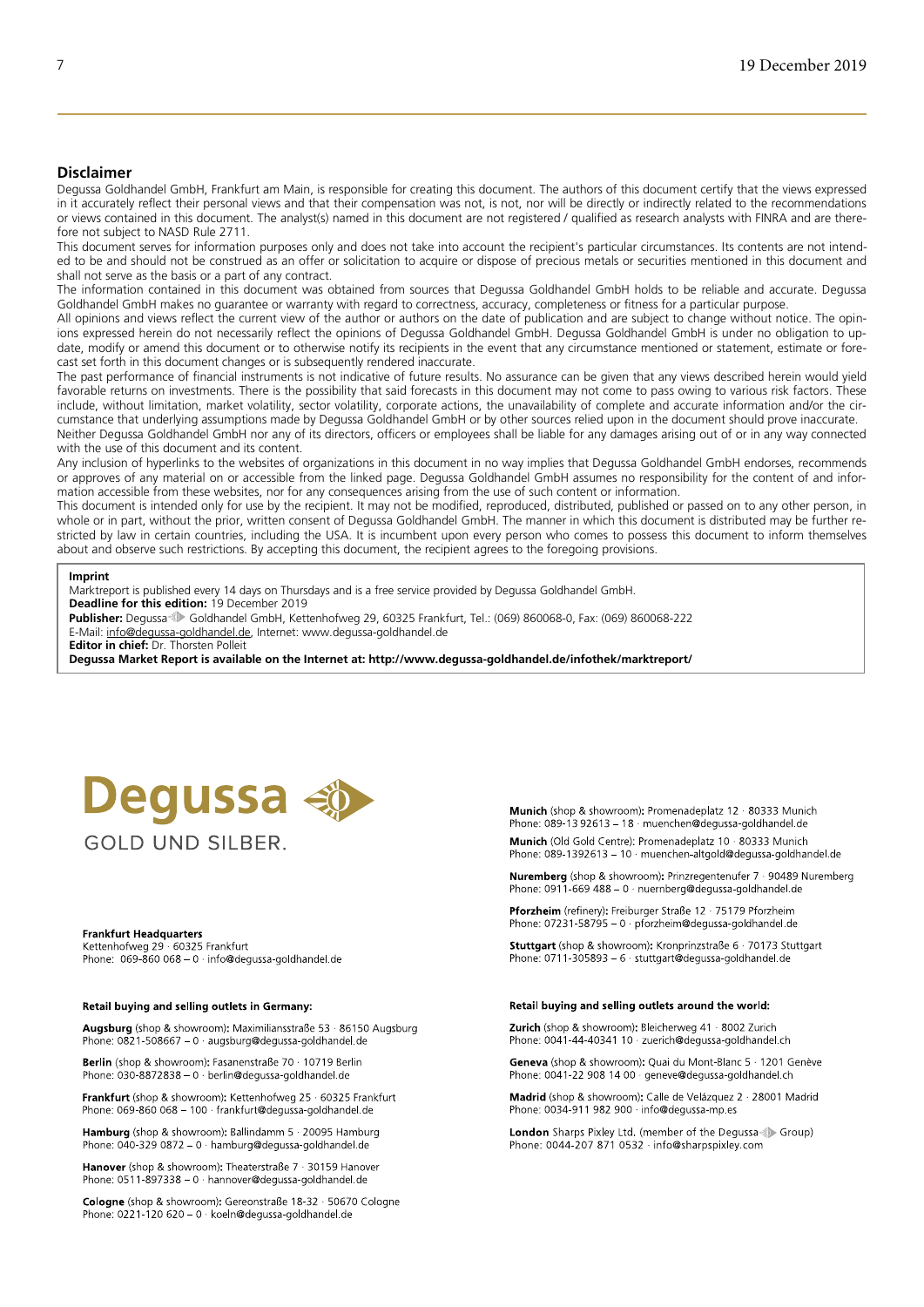## Disclaimer

Degussa Goldhandel GmbH, Frankfurt am Main, is responsible for creating this document. The authors of this document certify that the views expressed in it accurately reflect their personal views and that their compensation was not, is not, nor will be directly or indirectly related to the recommendations or views contained in this document. The analyst(s) named in this document are not registered / qualified as research analysts with FINRA and are therefore not subject to NASD Rule 2711.

This document serves for information purposes only and does not take into account the recipient's particular circumstances. Its contents are not intended to be and should not be construed as an offer or solicitation to acquire or dispose of precious metals or securities mentioned in this document and shall not serve as the basis or a part of any contract.

The information contained in this document was obtained from sources that Degussa Goldhandel GmbH holds to be reliable and accurate. Degussa Goldhandel GmbH makes no guarantee or warranty with regard to correctness, accuracy, completeness or fitness for a particular purpose.

All opinions and views reflect the current view of the author or authors on the date of publication and are subject to change without notice. The opinions expressed herein do not necessarily reflect the opinions of Degussa Goldhandel GmbH. Degussa Goldhandel GmbH is under no obligation to update, modify or amend this document or to otherwise notify its recipients in the event that any circumstance mentioned or statement, estimate or forecast set forth in this document changes or is subsequently rendered inaccurate.

The past performance of financial instruments is not indicative of future results. No assurance can be given that any views described herein would yield favorable returns on investments. There is the possibility that said forecasts in this document may not come to pass owing to various risk factors. These include, without limitation, market volatility, sector volatility, corporate actions, the unavailability of complete and accurate information and/or the circumstance that underlying assumptions made by Degussa Goldhandel GmbH or by other sources relied upon in the document should prove inaccurate.

Neither Degussa Goldhandel GmbH nor any of its directors, officers or employees shall be liable for any damages arising out of or in any way connected with the use of this document and its content.

Any inclusion of hyperlinks to the websites of organizations in this document in no way implies that Degussa Goldhandel GmbH endorses, recommends or approves of any material on or accessible from the linked page. Degussa Goldhandel GmbH assumes no responsibility for the content of and information accessible from these websites, nor for any consequences arising from the use of such content or information.

This document is intended only for use by the recipient. It may not be modified, reproduced, distributed, published or passed on to any other person, in whole or in part, without the prior, written consent of Degussa Goldhandel GmbH. The manner in which this document is distributed may be further restricted by law in certain countries, including the USA. It is incumbent upon every person who comes to possess this document to inform themselves about and observe such restrictions. By accepting this document, the recipient agrees to the foregoing provisions.

**Imprint**

Marktreport is published every 14 days on Thursdays and is a free service provided by Degussa Goldhandel GmbH.

**Deadline for this edition:** 19 December 2019

**Publisher:** Degussa Goldhandel GmbH, Kettenhofweg 29, 60325 Frankfurt, Tel.: (069) 860068-0, Fax: (069) 860068-222

E-Mail: info@degussa-goldhandel.de, Internet: www.degussa-goldhandel.de

**Editor in chief:** Dr. Thorsten Polleit

**Degussa Market Report is available on the Internet at: http://www.degussa-goldhandel.de/infothek/marktreport/**

Degussa

GOLD UND SILBER.

**Frankfurt Headquarters**
Kettenhofweg 29 · 60325 Frankfurt
Phone: 069-860 068 – 0 · info@degussa-goldhandel.de

**Retail buying and selling outlets in Germany:**

**Augsburg** (shop & showroom)**:** Maximiliansstraße 53 · 86150 Augsburg
Phone: 0821-508667 – 0 · augsburg@degussa-goldhandel.de

**Berlin** (shop & showroom)**:** Fasanenstraße 70 · 10719 Berlin
Phone: 030-8872838 – 0 · berlin@degussa-goldhandel.de

**Frankfurt** (shop & showroom)**:** Kettenhofweg 25 · 60325 Frankfurt
Phone: 069-860 068 – 100 · frankfurt@degussa-goldhandel.de

**Hamburg** (shop & showroom)**:** Ballindamm 5 · 20095 Hamburg
Phone: 040-329 0872 – 0 · hamburg@degussa-goldhandel.de

**Hanover** (shop & showroom)**:** Theaterstraße 7 · 30159 Hanover
Phone: 0511-897338 – 0 · hannover@degussa-goldhandel.de

**Cologne** (shop & showroom)**:** Gereonstraße 18-32 · 50670 Cologne
Phone: 0221-120 620 – 0 · koeln@degussa-goldhandel.de

**Munich** (shop & showroom)**:** Promenadeplatz 12 · 80333 Munich
Phone: 089-13 92613 – 18 · muenchen@degussa-goldhandel.de

**Munich** (Old Gold Centre)**:** Promenadeplatz 10 · 80333 Munich
Phone: 089-1392613 – 10 · muenchen-altgold@degussa-goldhandel.de

**Nuremberg** (shop & showroom)**:** Prinzregentenufer 7 · 90489 Nuremberg
Phone: 0911-669 488 – 0 · nuernberg@degussa-goldhandel.de

**Pforzheim** (refinery)**:** Freiburger Straße 12 · 75179 Pforzheim
Phone: 07231-58795 – 0 · pforzheim@degussa-goldhandel.de

**Stuttgart** (shop & showroom)**:** Kronprinzstraße 6 · 70173 Stuttgart
Phone: 0711-305893 – 6 · stuttgart@degussa-goldhandel.de

**Retail buying and selling outlets around the world:**

**Zurich** (shop & showroom)**:** Bleicherweg 41 · 8002 Zurich
Phone: 0041-44-40341 10 · zuerich@degussa-goldhandel.ch

**Geneva** (shop & showroom)**:** Quai du Mont-Blanc 5 · 1201 Genève
Phone: 0041-22 908 14 00 · geneve@degussa-goldhandel.ch

**Madrid** (shop & showroom)**:** Calle de Velázquez 2 · 28001 Madrid
Phone: 0034-911 982 900 · info@degussa-mp.es

**London** Sharps Pixley Ltd. (member of the Degussa Group)
Phone: 0044-207 871 0532 · info@sharpspixley.com